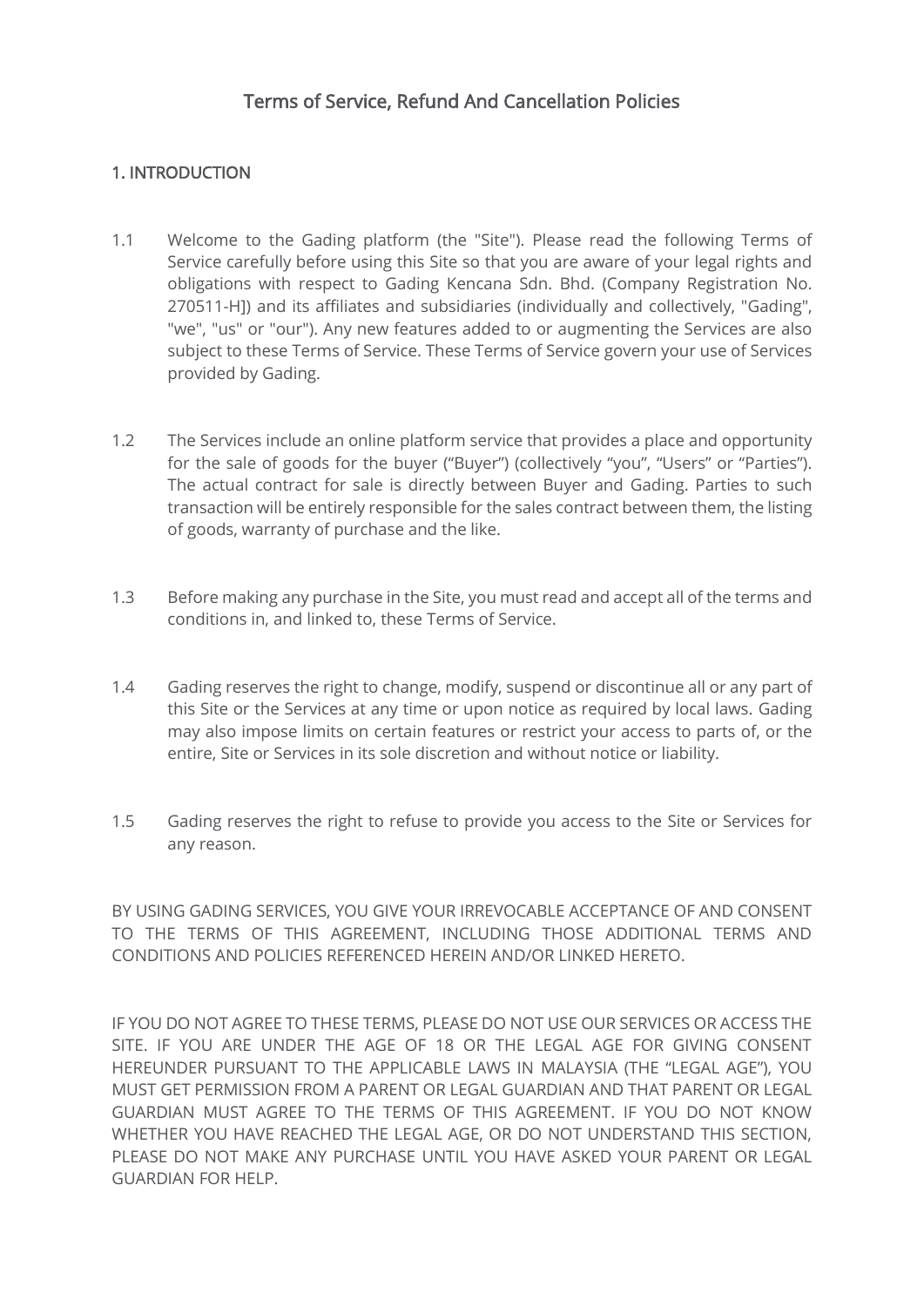# Terms of Service, Refund And Cancellation Policies

## 1. INTRODUCTION

1.1 Welcome to the Gading platform (the "Site"). Please read the following Terms of Service carefully before using this Site so that you are aware of your legal rights and obligations with respect to Gading Kencana Sdn. Bhd. (Company Registration No. 270511-H]) and its affiliates and subsidiaries (individually and collectively, "Gading", "we", "us" or "our"). Any new features added to or augmenting the Services are also subject to these Terms of Service. These Terms of Service govern your use of Services provided by Gading.

1.2 The Services include an online platform service that provides a place and opportunity for the sale of goods for the buyer ("Buyer") (collectively "you", "Users" or "Parties"). The actual contract for sale is directly between Buyer and Gading. Parties to such transaction will be entirely responsible for the sales contract between them, the listing of goods, warranty of purchase and the like.

1.3 Before making any purchase in the Site, you must read and accept all of the terms and conditions in, and linked to, these Terms of Service.

1.4 Gading reserves the right to change, modify, suspend or discontinue all or any part of this Site or the Services at any time or upon notice as required by local laws. Gading may also impose limits on certain features or restrict your access to parts of, or the entire, Site or Services in its sole discretion and without notice or liability.

1.5 Gading reserves the right to refuse to provide you access to the Site or Services for any reason.

BY USING GADING SERVICES, YOU GIVE YOUR IRREVOCABLE ACCEPTANCE OF AND CONSENT TO THE TERMS OF THIS AGREEMENT, INCLUDING THOSE ADDITIONAL TERMS AND CONDITIONS AND POLICIES REFERENCED HEREIN AND/OR LINKED HERETO.

IF YOU DO NOT AGREE TO THESE TERMS, PLEASE DO NOT USE OUR SERVICES OR ACCESS THE SITE. IF YOU ARE UNDER THE AGE OF 18 OR THE LEGAL AGE FOR GIVING CONSENT HEREUNDER PURSUANT TO THE APPLICABLE LAWS IN MALAYSIA (THE "LEGAL AGE"), YOU MUST GET PERMISSION FROM A PARENT OR LEGAL GUARDIAN AND THAT PARENT OR LEGAL GUARDIAN MUST AGREE TO THE TERMS OF THIS AGREEMENT. IF YOU DO NOT KNOW WHETHER YOU HAVE REACHED THE LEGAL AGE, OR DO NOT UNDERSTAND THIS SECTION, PLEASE DO NOT MAKE ANY PURCHASE UNTIL YOU HAVE ASKED YOUR PARENT OR LEGAL GUARDIAN FOR HELP.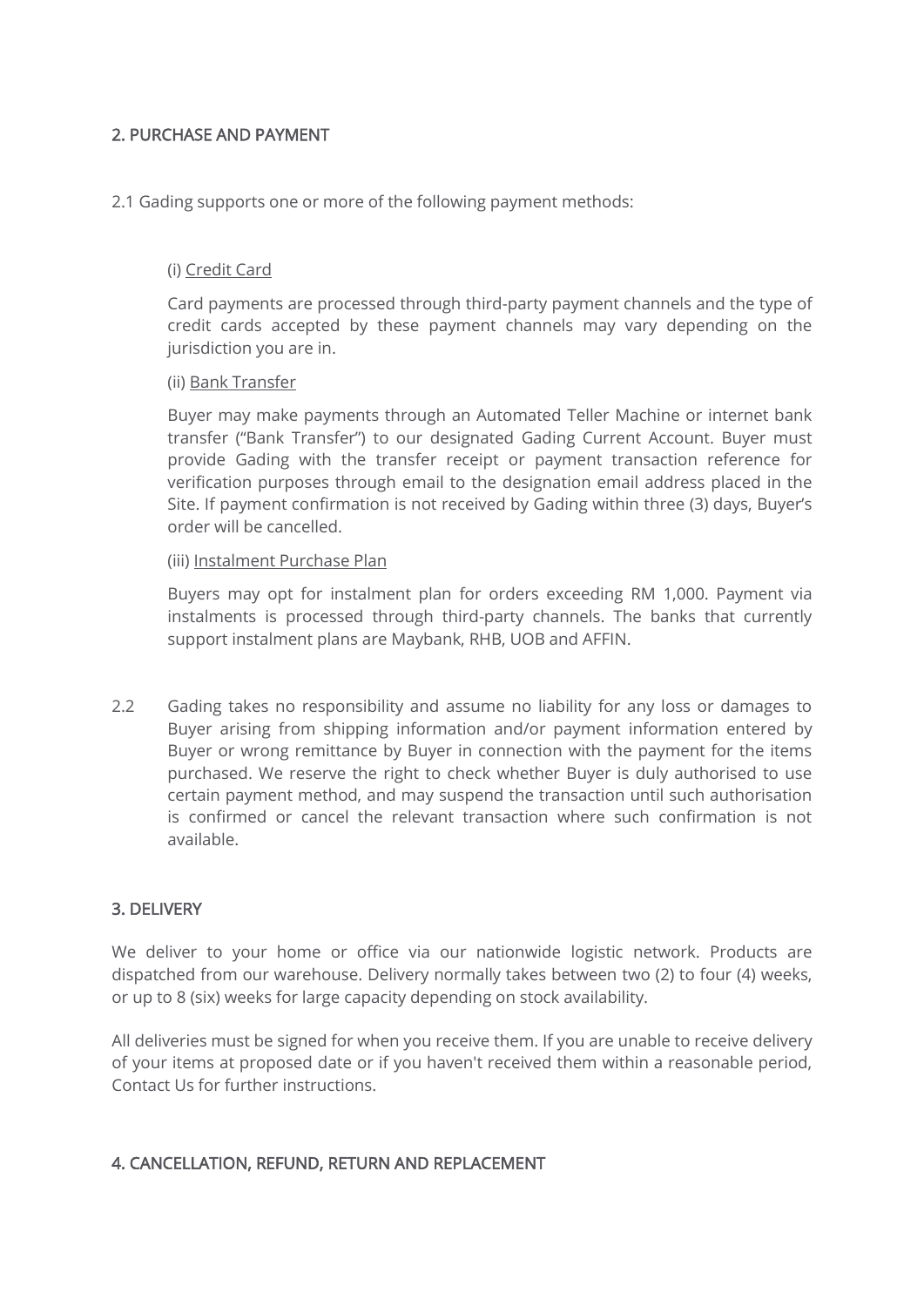## 2. PURCHASE AND PAYMENT

2.1 Gading supports one or more of the following payment methods:

(i) Credit Card

Card payments are processed through third-party payment channels and the type of credit cards accepted by these payment channels may vary depending on the jurisdiction you are in.

(ii) Bank Transfer

Buyer may make payments through an Automated Teller Machine or internet bank transfer ("Bank Transfer") to our designated Gading Current Account. Buyer must provide Gading with the transfer receipt or payment transaction reference for verification purposes through email to the designation email address placed in the Site. If payment confirmation is not received by Gading within three (3) days, Buyer's order will be cancelled.

(iii) Instalment Purchase Plan

Buyers may opt for instalment plan for orders exceeding RM 1,000. Payment via instalments is processed through third-party channels. The banks that currently support instalment plans are Maybank, RHB, UOB and AFFIN.

2.2 Gading takes no responsibility and assume no liability for any loss or damages to Buyer arising from shipping information and/or payment information entered by Buyer or wrong remittance by Buyer in connection with the payment for the items purchased. We reserve the right to check whether Buyer is duly authorised to use certain payment method, and may suspend the transaction until such authorisation is confirmed or cancel the relevant transaction where such confirmation is not available.

## 3. DELIVERY

We deliver to your home or office via our nationwide logistic network. Products are dispatched from our warehouse. Delivery normally takes between two (2) to four (4) weeks, or up to 8 (six) weeks for large capacity depending on stock availability.

All deliveries must be signed for when you receive them. If you are unable to receive delivery of your items at proposed date or if you haven't received them within a reasonable period, Contact Us for further instructions.

## 4. CANCELLATION, REFUND, RETURN AND REPLACEMENT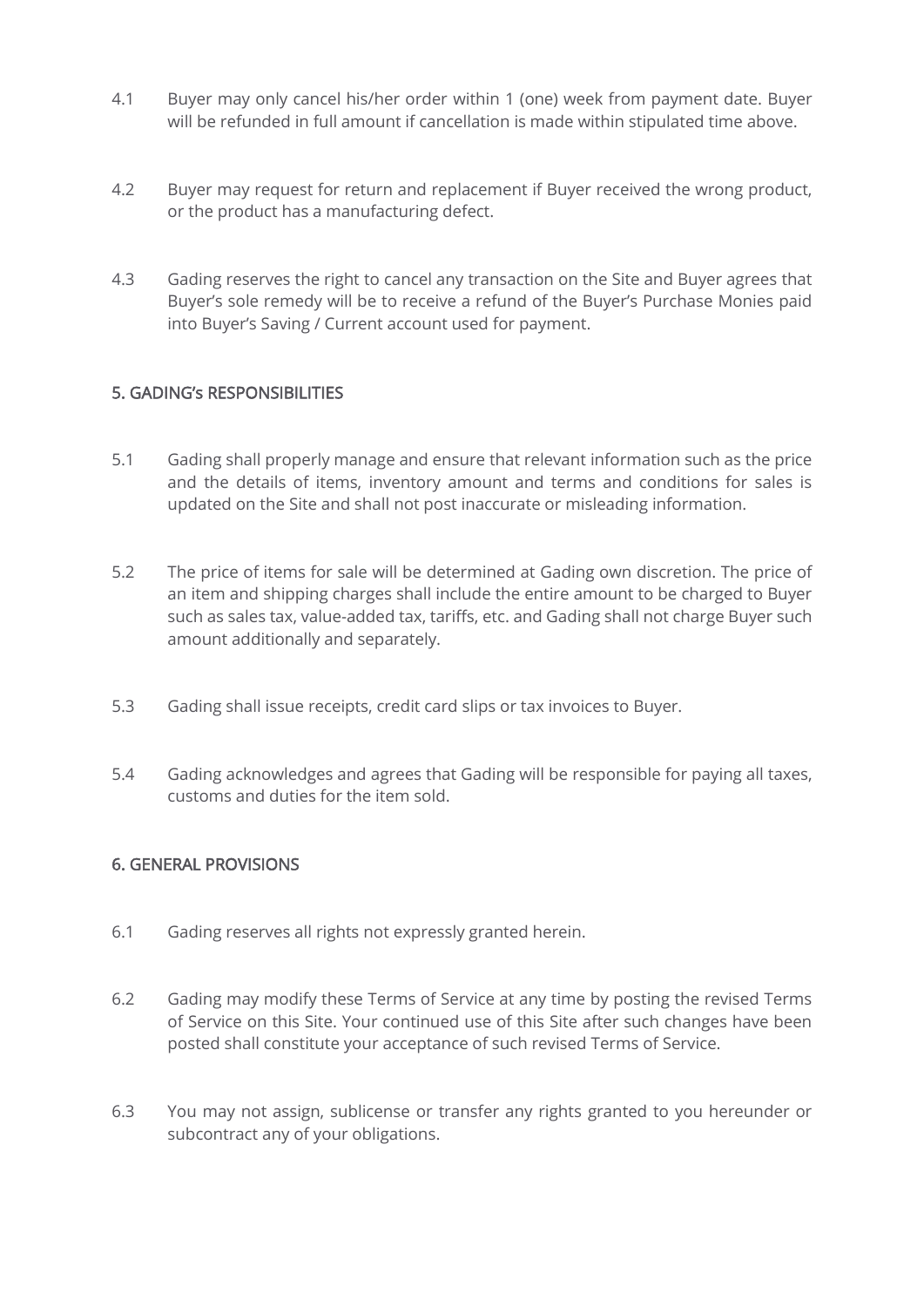4.1 Buyer may only cancel his/her order within 1 (one) week from payment date. Buyer will be refunded in full amount if cancellation is made within stipulated time above.

4.2 Buyer may request for return and replacement if Buyer received the wrong product, or the product has a manufacturing defect.

4.3 Gading reserves the right to cancel any transaction on the Site and Buyer agrees that Buyer's sole remedy will be to receive a refund of the Buyer's Purchase Monies paid into Buyer's Saving / Current account used for payment.

## 5. GADING's RESPONSIBILITIES

5.1 Gading shall properly manage and ensure that relevant information such as the price and the details of items, inventory amount and terms and conditions for sales is updated on the Site and shall not post inaccurate or misleading information.

5.2 The price of items for sale will be determined at Gading own discretion. The price of an item and shipping charges shall include the entire amount to be charged to Buyer such as sales tax, value-added tax, tariffs, etc. and Gading shall not charge Buyer such amount additionally and separately.

5.3 Gading shall issue receipts, credit card slips or tax invoices to Buyer.

5.4 Gading acknowledges and agrees that Gading will be responsible for paying all taxes, customs and duties for the item sold.

## 6. GENERAL PROVISIONS

6.1 Gading reserves all rights not expressly granted herein.

6.2 Gading may modify these Terms of Service at any time by posting the revised Terms of Service on this Site. Your continued use of this Site after such changes have been posted shall constitute your acceptance of such revised Terms of Service.

6.3 You may not assign, sublicense or transfer any rights granted to you hereunder or subcontract any of your obligations.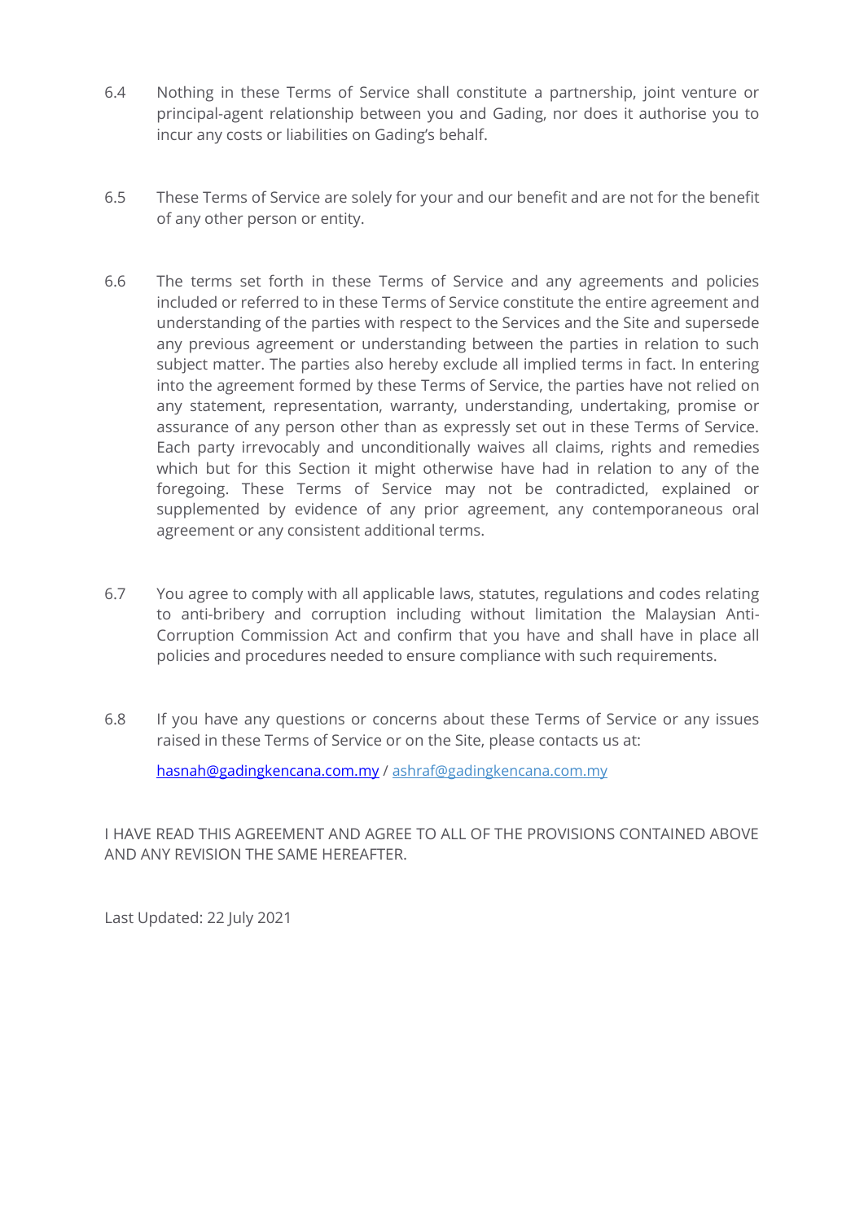6.4 Nothing in these Terms of Service shall constitute a partnership, joint venture or principal-agent relationship between you and Gading, nor does it authorise you to incur any costs or liabilities on Gading's behalf.

6.5 These Terms of Service are solely for your and our benefit and are not for the benefit of any other person or entity.

6.6 The terms set forth in these Terms of Service and any agreements and policies included or referred to in these Terms of Service constitute the entire agreement and understanding of the parties with respect to the Services and the Site and supersede any previous agreement or understanding between the parties in relation to such subject matter. The parties also hereby exclude all implied terms in fact. In entering into the agreement formed by these Terms of Service, the parties have not relied on any statement, representation, warranty, understanding, undertaking, promise or assurance of any person other than as expressly set out in these Terms of Service. Each party irrevocably and unconditionally waives all claims, rights and remedies which but for this Section it might otherwise have had in relation to any of the foregoing. These Terms of Service may not be contradicted, explained or supplemented by evidence of any prior agreement, any contemporaneous oral agreement or any consistent additional terms.

6.7 You agree to comply with all applicable laws, statutes, regulations and codes relating to anti-bribery and corruption including without limitation the Malaysian Anti-Corruption Commission Act and confirm that you have and shall have in place all policies and procedures needed to ensure compliance with such requirements.

6.8 If you have any questions or concerns about these Terms of Service or any issues raised in these Terms of Service or on the Site, please contacts us at:

hasnah@gadingkencana.com.my / ashraf@gadingkencana.com.my

I HAVE READ THIS AGREEMENT AND AGREE TO ALL OF THE PROVISIONS CONTAINED ABOVE AND ANY REVISION THE SAME HEREAFTER.

Last Updated: 22 July 2021